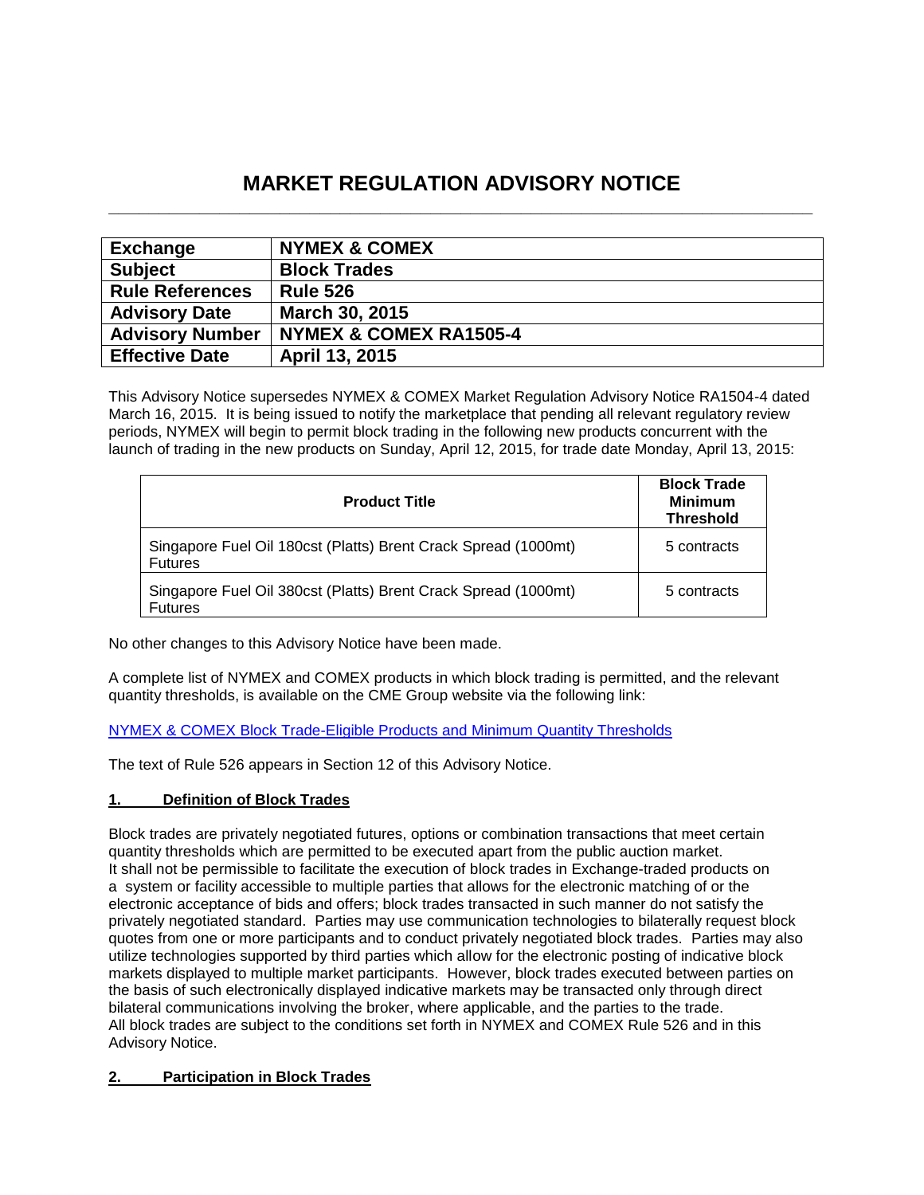# MARKET REGULATION ADVISORY NOTICE

| Exchange | NYMEX & COMEX |
|---|---|
| Subject | Block Trades |
| Rule References | Rule 526 |
| Advisory Date | March 30, 2015 |
| Advisory Number | NYMEX & COMEX RA1505-4 |
| Effective Date | April 13, 2015 |

This Advisory Notice supersedes NYMEX & COMEX Market Regulation Advisory Notice RA1504-4 dated March 16, 2015. It is being issued to notify the marketplace that pending all relevant regulatory review periods, NYMEX will begin to permit block trading in the following new products concurrent with the launch of trading in the new products on Sunday, April 12, 2015, for trade date Monday, April 13, 2015:

| Product Title | Block Trade Minimum Threshold |
|---|---|
| Singapore Fuel Oil 180cst (Platts) Brent Crack Spread (1000mt) Futures | 5 contracts |
| Singapore Fuel Oil 380cst (Platts) Brent Crack Spread (1000mt) Futures | 5 contracts |

No other changes to this Advisory Notice have been made.

A complete list of NYMEX and COMEX products in which block trading is permitted, and the relevant quantity thresholds, is available on the CME Group website via the following link:

NYMEX & COMEX Block Trade-Eligible Products and Minimum Quantity Thresholds

The text of Rule 526 appears in Section 12 of this Advisory Notice.

## 1. Definition of Block Trades

Block trades are privately negotiated futures, options or combination transactions that meet certain quantity thresholds which are permitted to be executed apart from the public auction market. It shall not be permissible to facilitate the execution of block trades in Exchange-traded products on a system or facility accessible to multiple parties that allows for the electronic matching of or the electronic acceptance of bids and offers; block trades transacted in such manner do not satisfy the privately negotiated standard. Parties may use communication technologies to bilaterally request block quotes from one or more participants and to conduct privately negotiated block trades. Parties may also utilize technologies supported by third parties which allow for the electronic posting of indicative block markets displayed to multiple market participants. However, block trades executed between parties on the basis of such electronically displayed indicative markets may be transacted only through direct bilateral communications involving the broker, where applicable, and the parties to the trade. All block trades are subject to the conditions set forth in NYMEX and COMEX Rule 526 and in this Advisory Notice.

## 2. Participation in Block Trades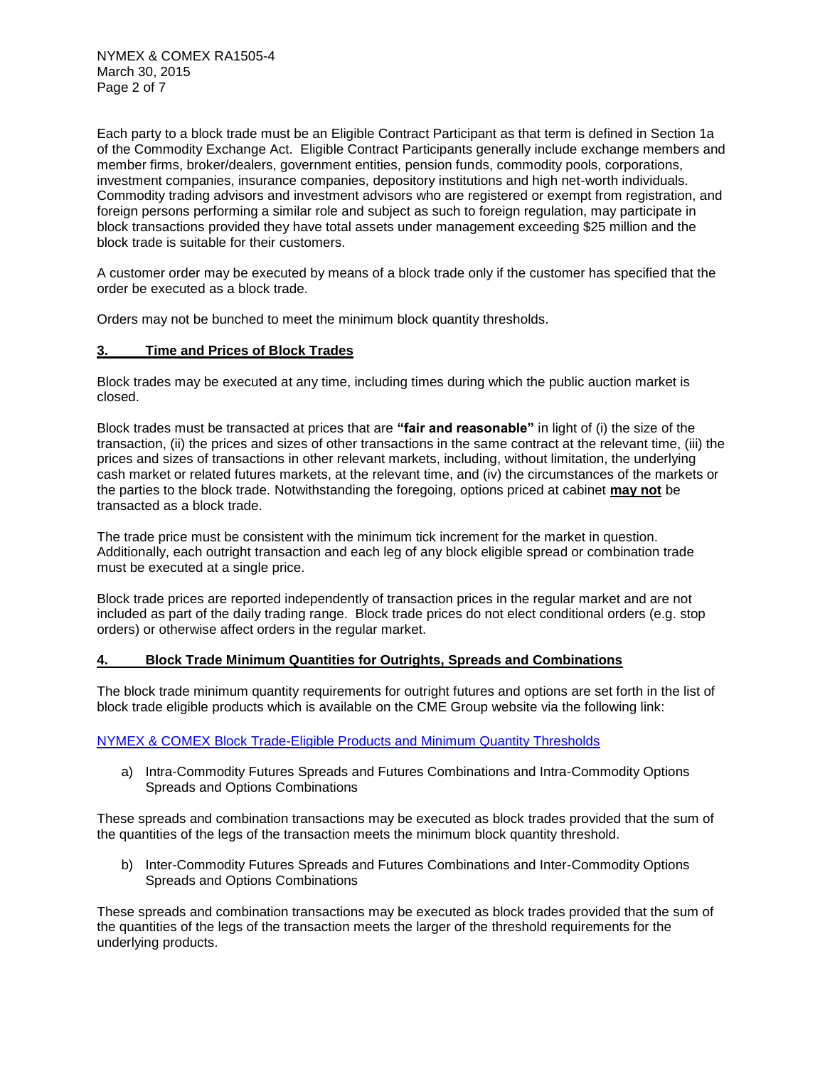Each party to a block trade must be an Eligible Contract Participant as that term is defined in Section 1a of the Commodity Exchange Act. Eligible Contract Participants generally include exchange members and member firms, broker/dealers, government entities, pension funds, commodity pools, corporations, investment companies, insurance companies, depository institutions and high net-worth individuals. Commodity trading advisors and investment advisors who are registered or exempt from registration, and foreign persons performing a similar role and subject as such to foreign regulation, may participate in block transactions provided they have total assets under management exceeding $25 million and the block trade is suitable for their customers.

A customer order may be executed by means of a block trade only if the customer has specified that the order be executed as a block trade.

Orders may not be bunched to meet the minimum block quantity thresholds.

## 3. Time and Prices of Block Trades

Block trades may be executed at any time, including times during which the public auction market is closed.

Block trades must be transacted at prices that are **"fair and reasonable"** in light of (i) the size of the transaction, (ii) the prices and sizes of other transactions in the same contract at the relevant time, (iii) the prices and sizes of transactions in other relevant markets, including, without limitation, the underlying cash market or related futures markets, at the relevant time, and (iv) the circumstances of the markets or the parties to the block trade. Notwithstanding the foregoing, options priced at cabinet **may not** be transacted as a block trade.

The trade price must be consistent with the minimum tick increment for the market in question. Additionally, each outright transaction and each leg of any block eligible spread or combination trade must be executed at a single price.

Block trade prices are reported independently of transaction prices in the regular market and are not included as part of the daily trading range. Block trade prices do not elect conditional orders (e.g. stop orders) or otherwise affect orders in the regular market.

## 4. Block Trade Minimum Quantities for Outrights, Spreads and Combinations

The block trade minimum quantity requirements for outright futures and options are set forth in the list of block trade eligible products which is available on the CME Group website via the following link:

NYMEX & COMEX Block Trade-Eligible Products and Minimum Quantity Thresholds

a) Intra-Commodity Futures Spreads and Futures Combinations and Intra-Commodity Options Spreads and Options Combinations

These spreads and combination transactions may be executed as block trades provided that the sum of the quantities of the legs of the transaction meets the minimum block quantity threshold.

b) Inter-Commodity Futures Spreads and Futures Combinations and Inter-Commodity Options Spreads and Options Combinations

These spreads and combination transactions may be executed as block trades provided that the sum of the quantities of the legs of the transaction meets the larger of the threshold requirements for the underlying products.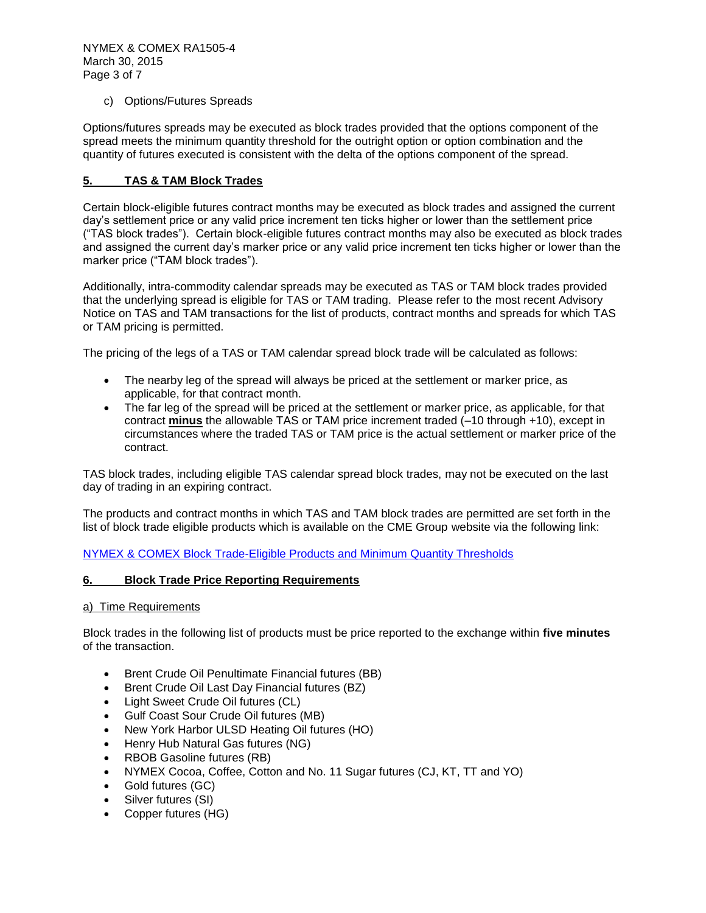c) Options/Futures Spreads

Options/futures spreads may be executed as block trades provided that the options component of the spread meets the minimum quantity threshold for the outright option or option combination and the quantity of futures executed is consistent with the delta of the options component of the spread.

## 5. TAS & TAM Block Trades

Certain block-eligible futures contract months may be executed as block trades and assigned the current day's settlement price or any valid price increment ten ticks higher or lower than the settlement price ("TAS block trades"). Certain block-eligible futures contract months may also be executed as block trades and assigned the current day's marker price or any valid price increment ten ticks higher or lower than the marker price ("TAM block trades").

Additionally, intra-commodity calendar spreads may be executed as TAS or TAM block trades provided that the underlying spread is eligible for TAS or TAM trading. Please refer to the most recent Advisory Notice on TAS and TAM transactions for the list of products, contract months and spreads for which TAS or TAM pricing is permitted.

The pricing of the legs of a TAS or TAM calendar spread block trade will be calculated as follows:

- The nearby leg of the spread will always be priced at the settlement or marker price, as applicable, for that contract month.
- The far leg of the spread will be priced at the settlement or marker price, as applicable, for that contract **minus** the allowable TAS or TAM price increment traded (–10 through +10), except in circumstances where the traded TAS or TAM price is the actual settlement or marker price of the contract.

TAS block trades, including eligible TAS calendar spread block trades, may not be executed on the last day of trading in an expiring contract.

The products and contract months in which TAS and TAM block trades are permitted are set forth in the list of block trade eligible products which is available on the CME Group website via the following link:

NYMEX & COMEX Block Trade-Eligible Products and Minimum Quantity Thresholds

## 6. Block Trade Price Reporting Requirements

a) Time Requirements

Block trades in the following list of products must be price reported to the exchange within **five minutes** of the transaction.

- Brent Crude Oil Penultimate Financial futures (BB)
- Brent Crude Oil Last Day Financial futures (BZ)
- Light Sweet Crude Oil futures (CL)
- Gulf Coast Sour Crude Oil futures (MB)
- New York Harbor ULSD Heating Oil futures (HO)
- Henry Hub Natural Gas futures (NG)
- RBOB Gasoline futures (RB)
- NYMEX Cocoa, Coffee, Cotton and No. 11 Sugar futures (CJ, KT, TT and YO)
- Gold futures (GC)
- Silver futures (SI)
- Copper futures (HG)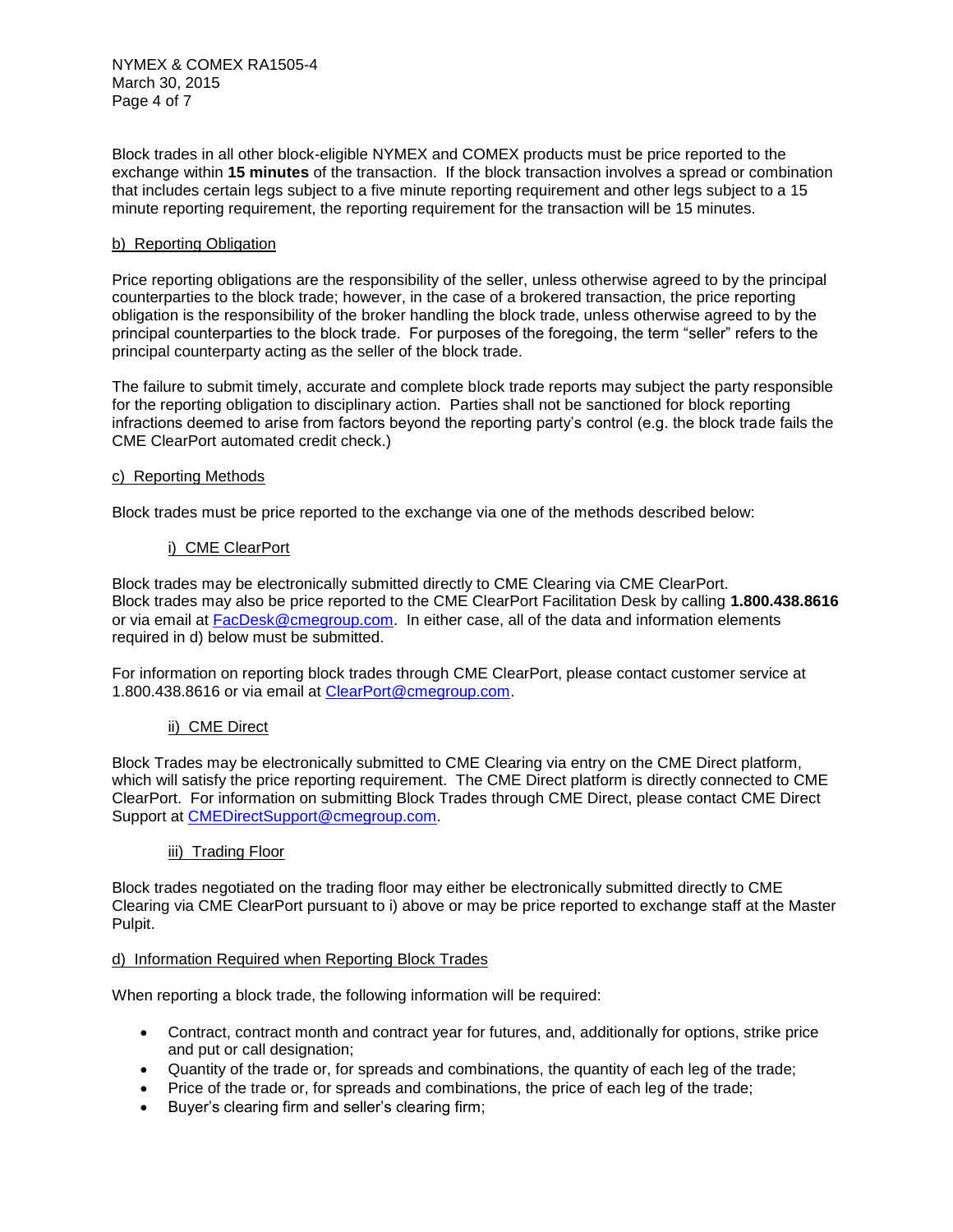Block trades in all other block-eligible NYMEX and COMEX products must be price reported to the exchange within **15 minutes** of the transaction. If the block transaction involves a spread or combination that includes certain legs subject to a five minute reporting requirement and other legs subject to a 15 minute reporting requirement, the reporting requirement for the transaction will be 15 minutes.

b) Reporting Obligation

Price reporting obligations are the responsibility of the seller, unless otherwise agreed to by the principal counterparties to the block trade; however, in the case of a brokered transaction, the price reporting obligation is the responsibility of the broker handling the block trade, unless otherwise agreed to by the principal counterparties to the block trade. For purposes of the foregoing, the term “seller” refers to the principal counterparty acting as the seller of the block trade.

The failure to submit timely, accurate and complete block trade reports may subject the party responsible for the reporting obligation to disciplinary action. Parties shall not be sanctioned for block reporting infractions deemed to arise from factors beyond the reporting party’s control (e.g. the block trade fails the CME ClearPort automated credit check.)

c) Reporting Methods

Block trades must be price reported to the exchange via one of the methods described below:

i) CME ClearPort

Block trades may be electronically submitted directly to CME Clearing via CME ClearPort. Block trades may also be price reported to the CME ClearPort Facilitation Desk by calling **1.800.438.8616** or via email at FacDesk@cmegroup.com. In either case, all of the data and information elements required in d) below must be submitted.

For information on reporting block trades through CME ClearPort, please contact customer service at 1.800.438.8616 or via email at ClearPort@cmegroup.com.

ii) CME Direct

Block Trades may be electronically submitted to CME Clearing via entry on the CME Direct platform, which will satisfy the price reporting requirement. The CME Direct platform is directly connected to CME ClearPort. For information on submitting Block Trades through CME Direct, please contact CME Direct Support at CMEDirectSupport@cmegroup.com.

iii) Trading Floor

Block trades negotiated on the trading floor may either be electronically submitted directly to CME Clearing via CME ClearPort pursuant to i) above or may be price reported to exchange staff at the Master Pulpit.

d) Information Required when Reporting Block Trades

When reporting a block trade, the following information will be required:

- Contract, contract month and contract year for futures, and, additionally for options, strike price and put or call designation;
- Quantity of the trade or, for spreads and combinations, the quantity of each leg of the trade;
- Price of the trade or, for spreads and combinations, the price of each leg of the trade;
- Buyer’s clearing firm and seller’s clearing firm;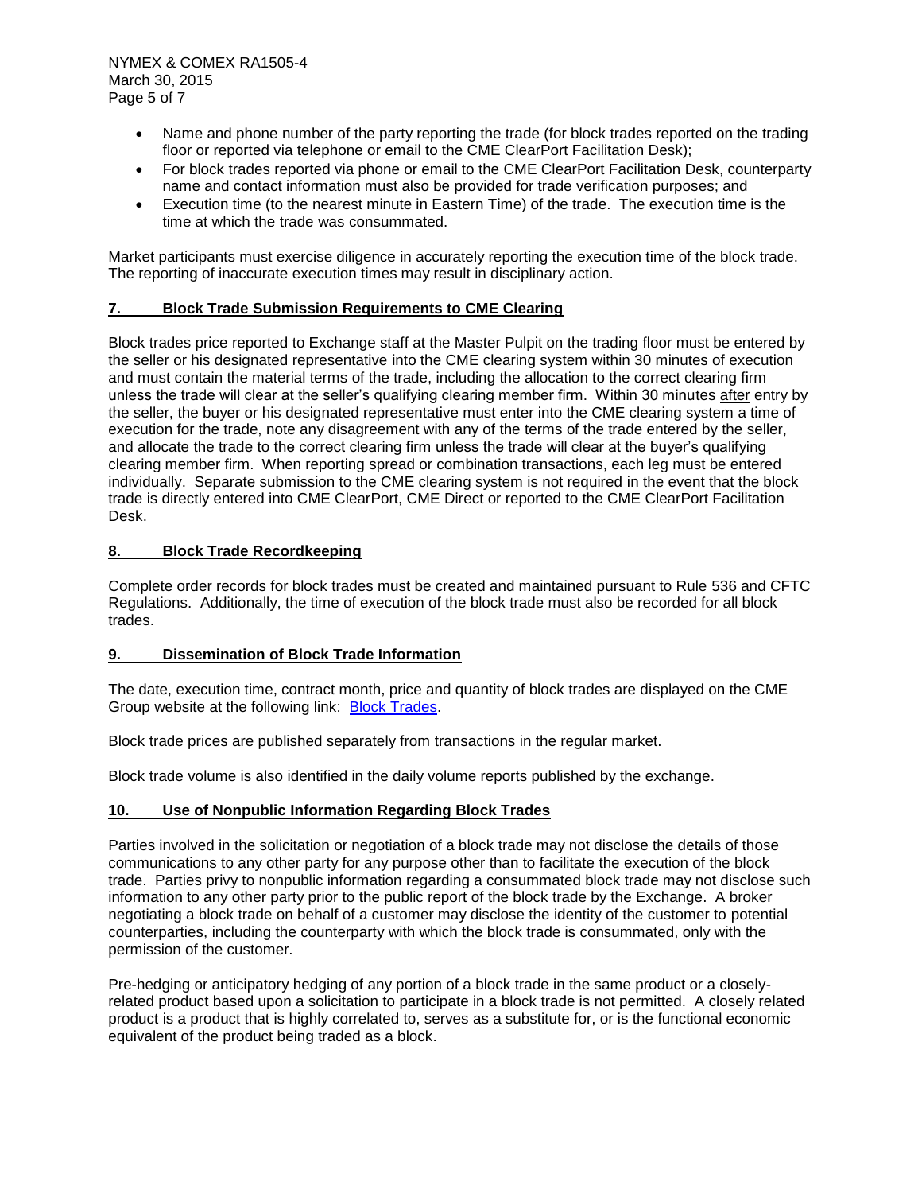- Name and phone number of the party reporting the trade (for block trades reported on the trading floor or reported via telephone or email to the CME ClearPort Facilitation Desk);
- For block trades reported via phone or email to the CME ClearPort Facilitation Desk, counterparty name and contact information must also be provided for trade verification purposes; and
- Execution time (to the nearest minute in Eastern Time) of the trade. The execution time is the time at which the trade was consummated.

Market participants must exercise diligence in accurately reporting the execution time of the block trade. The reporting of inaccurate execution times may result in disciplinary action.

## 7. Block Trade Submission Requirements to CME Clearing

Block trades price reported to Exchange staff at the Master Pulpit on the trading floor must be entered by the seller or his designated representative into the CME clearing system within 30 minutes of execution and must contain the material terms of the trade, including the allocation to the correct clearing firm unless the trade will clear at the seller's qualifying clearing member firm. Within 30 minutes after entry by the seller, the buyer or his designated representative must enter into the CME clearing system a time of execution for the trade, note any disagreement with any of the terms of the trade entered by the seller, and allocate the trade to the correct clearing firm unless the trade will clear at the buyer's qualifying clearing member firm. When reporting spread or combination transactions, each leg must be entered individually. Separate submission to the CME clearing system is not required in the event that the block trade is directly entered into CME ClearPort, CME Direct or reported to the CME ClearPort Facilitation Desk.

## 8. Block Trade Recordkeeping

Complete order records for block trades must be created and maintained pursuant to Rule 536 and CFTC Regulations. Additionally, the time of execution of the block trade must also be recorded for all block trades.

## 9. Dissemination of Block Trade Information

The date, execution time, contract month, price and quantity of block trades are displayed on the CME Group website at the following link: Block Trades.

Block trade prices are published separately from transactions in the regular market.

Block trade volume is also identified in the daily volume reports published by the exchange.

## 10. Use of Nonpublic Information Regarding Block Trades

Parties involved in the solicitation or negotiation of a block trade may not disclose the details of those communications to any other party for any purpose other than to facilitate the execution of the block trade. Parties privy to nonpublic information regarding a consummated block trade may not disclose such information to any other party prior to the public report of the block trade by the Exchange. A broker negotiating a block trade on behalf of a customer may disclose the identity of the customer to potential counterparties, including the counterparty with which the block trade is consummated, only with the permission of the customer.

Pre-hedging or anticipatory hedging of any portion of a block trade in the same product or a closely-related product based upon a solicitation to participate in a block trade is not permitted. A closely related product is a product that is highly correlated to, serves as a substitute for, or is the functional economic equivalent of the product being traded as a block.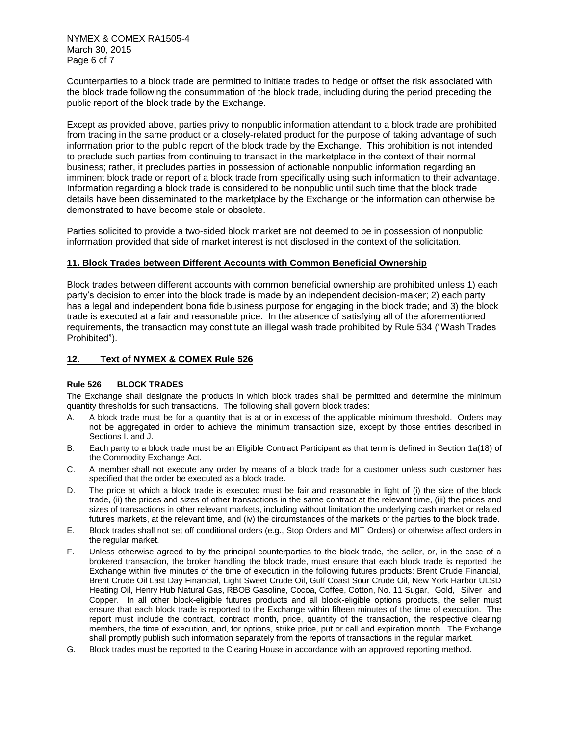Counterparties to a block trade are permitted to initiate trades to hedge or offset the risk associated with the block trade following the consummation of the block trade, including during the period preceding the public report of the block trade by the Exchange.

Except as provided above, parties privy to nonpublic information attendant to a block trade are prohibited from trading in the same product or a closely-related product for the purpose of taking advantage of such information prior to the public report of the block trade by the Exchange. This prohibition is not intended to preclude such parties from continuing to transact in the marketplace in the context of their normal business; rather, it precludes parties in possession of actionable nonpublic information regarding an imminent block trade or report of a block trade from specifically using such information to their advantage. Information regarding a block trade is considered to be nonpublic until such time that the block trade details have been disseminated to the marketplace by the Exchange or the information can otherwise be demonstrated to have become stale or obsolete.

Parties solicited to provide a two-sided block market are not deemed to be in possession of nonpublic information provided that side of market interest is not disclosed in the context of the solicitation.

## 11. Block Trades between Different Accounts with Common Beneficial Ownership

Block trades between different accounts with common beneficial ownership are prohibited unless 1) each party's decision to enter into the block trade is made by an independent decision-maker; 2) each party has a legal and independent bona fide business purpose for engaging in the block trade; and 3) the block trade is executed at a fair and reasonable price. In the absence of satisfying all of the aforementioned requirements, the transaction may constitute an illegal wash trade prohibited by Rule 534 ("Wash Trades Prohibited").

## 12. Text of NYMEX & COMEX Rule 526

### Rule 526 BLOCK TRADES

The Exchange shall designate the products in which block trades shall be permitted and determine the minimum quantity thresholds for such transactions. The following shall govern block trades:

A. A block trade must be for a quantity that is at or in excess of the applicable minimum threshold. Orders may not be aggregated in order to achieve the minimum transaction size, except by those entities described in Sections I. and J.

B. Each party to a block trade must be an Eligible Contract Participant as that term is defined in Section 1a(18) of the Commodity Exchange Act.

C. A member shall not execute any order by means of a block trade for a customer unless such customer has specified that the order be executed as a block trade.

D. The price at which a block trade is executed must be fair and reasonable in light of (i) the size of the block trade, (ii) the prices and sizes of other transactions in the same contract at the relevant time, (iii) the prices and sizes of transactions in other relevant markets, including without limitation the underlying cash market or related futures markets, at the relevant time, and (iv) the circumstances of the markets or the parties to the block trade.

E. Block trades shall not set off conditional orders (e.g., Stop Orders and MIT Orders) or otherwise affect orders in the regular market.

F. Unless otherwise agreed to by the principal counterparties to the block trade, the seller, or, in the case of a brokered transaction, the broker handling the block trade, must ensure that each block trade is reported the Exchange within five minutes of the time of execution in the following futures products: Brent Crude Financial, Brent Crude Oil Last Day Financial, Light Sweet Crude Oil, Gulf Coast Sour Crude Oil, New York Harbor ULSD Heating Oil, Henry Hub Natural Gas, RBOB Gasoline, Cocoa, Coffee, Cotton, No. 11 Sugar, Gold, Silver and Copper. In all other block-eligible futures products and all block-eligible options products, the seller must ensure that each block trade is reported to the Exchange within fifteen minutes of the time of execution. The report must include the contract, contract month, price, quantity of the transaction, the respective clearing members, the time of execution, and, for options, strike price, put or call and expiration month. The Exchange shall promptly publish such information separately from the reports of transactions in the regular market.

G. Block trades must be reported to the Clearing House in accordance with an approved reporting method.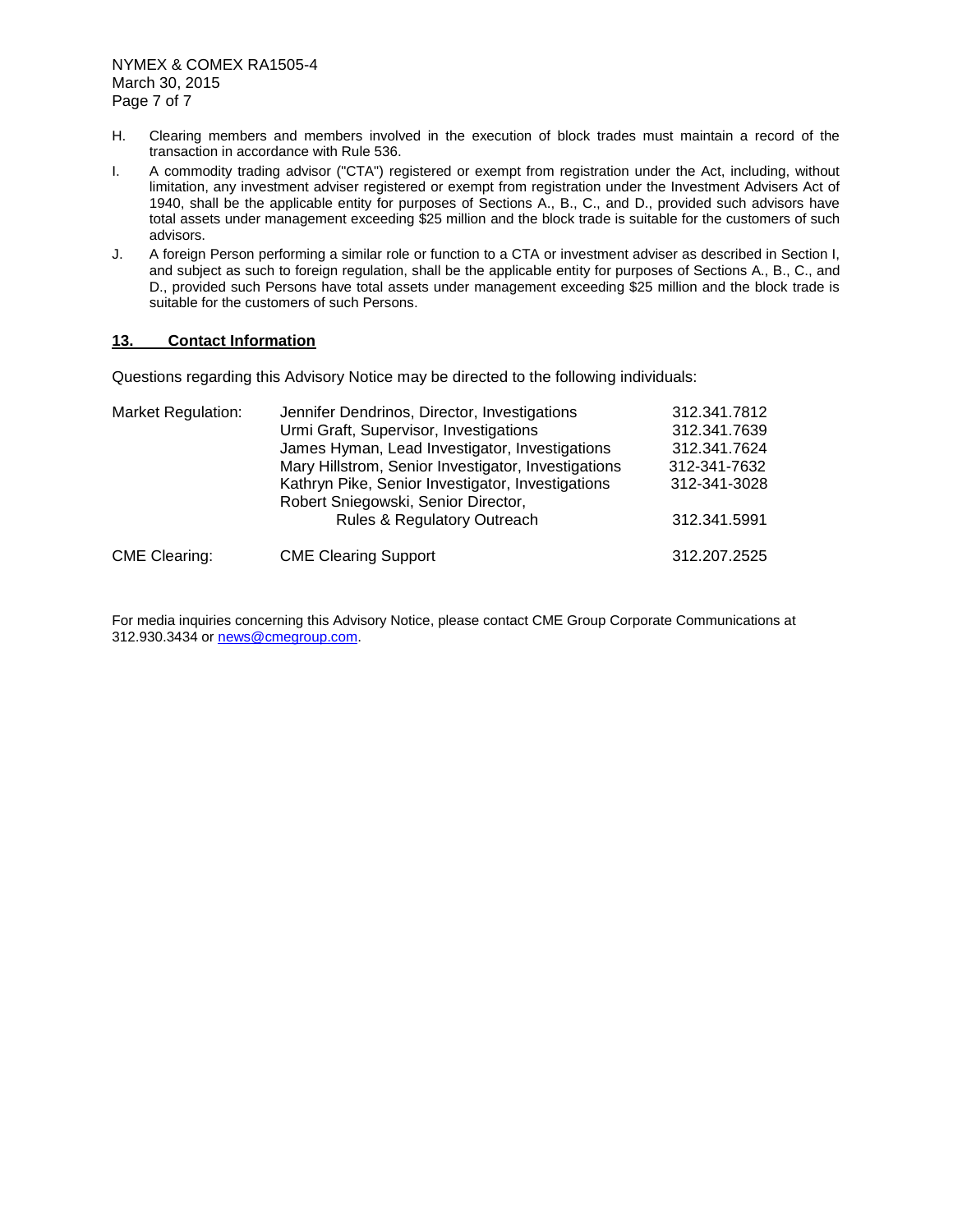H. Clearing members and members involved in the execution of block trades must maintain a record of the transaction in accordance with Rule 536.

I. A commodity trading advisor ("CTA") registered or exempt from registration under the Act, including, without limitation, any investment adviser registered or exempt from registration under the Investment Advisers Act of 1940, shall be the applicable entity for purposes of Sections A., B., C., and D., provided such advisors have total assets under management exceeding $25 million and the block trade is suitable for the customers of such advisors.

J. A foreign Person performing a similar role or function to a CTA or investment adviser as described in Section I, and subject as such to foreign regulation, shall be the applicable entity for purposes of Sections A., B., C., and D., provided such Persons have total assets under management exceeding $25 million and the block trade is suitable for the customers of such Persons.

## 13. Contact Information

Questions regarding this Advisory Notice may be directed to the following individuals:

| | | |
|---|---|---|
| Market Regulation: | Jennifer Dendrinos, Director, Investigations | 312.341.7812 |
| | Urmi Graft, Supervisor, Investigations | 312.341.7639 |
| | James Hyman, Lead Investigator, Investigations | 312.341.7624 |
| | Mary Hillstrom, Senior Investigator, Investigations | 312-341-7632 |
| | Kathryn Pike, Senior Investigator, Investigations | 312-341-3028 |
| | Robert Sniegowski, Senior Director, Rules & Regulatory Outreach | 312.341.5991 |
| CME Clearing: | CME Clearing Support | 312.207.2525 |

For media inquiries concerning this Advisory Notice, please contact CME Group Corporate Communications at 312.930.3434 or news@cmegroup.com.